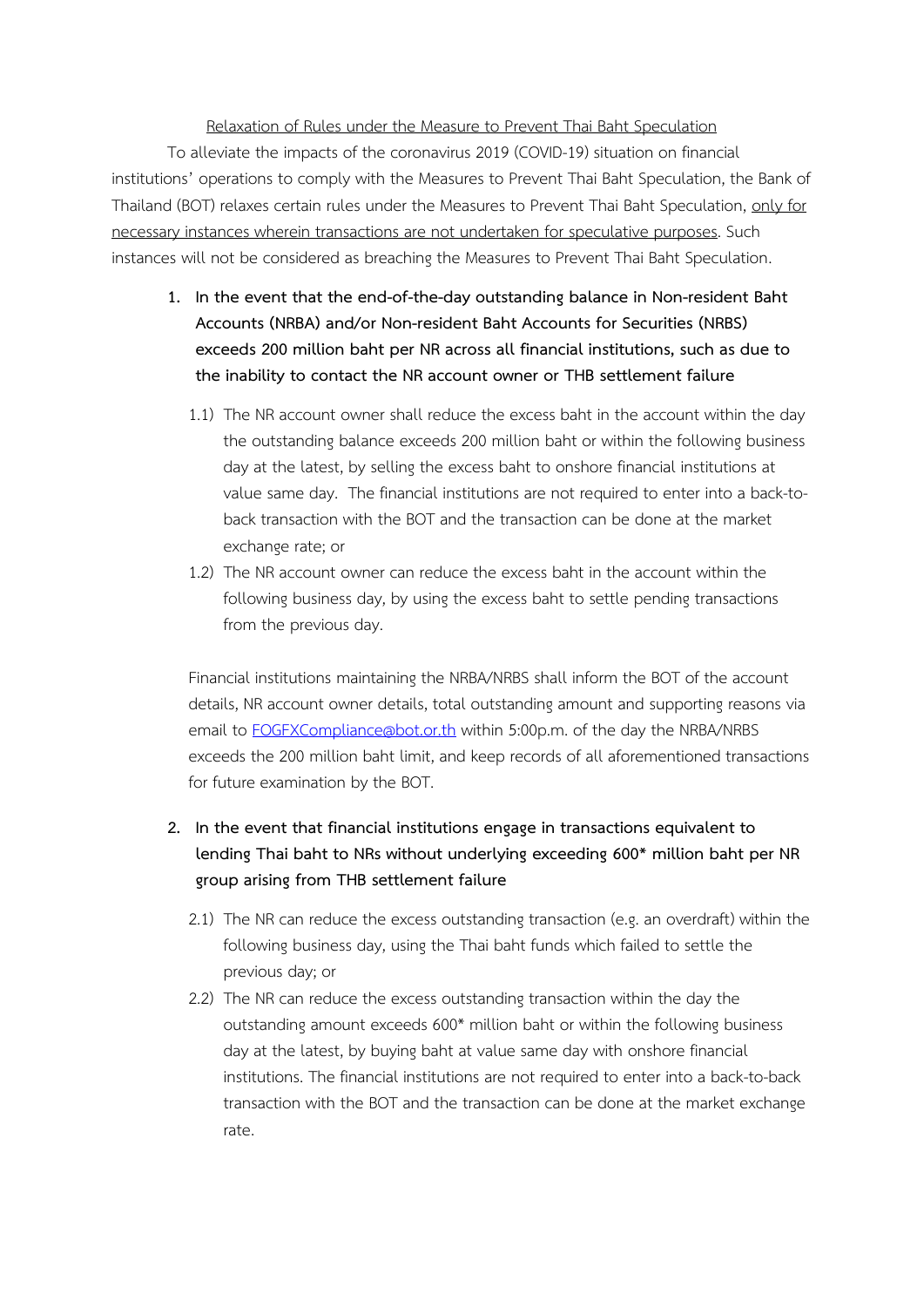<u>Relaxation of Rules under the Measure to Prevent Thai Baht Speculation</u>

To alleviate the impacts of the coronavirus 2019 (COVID-19) situation on financial institutions' operations to comply with the Measures to Prevent Thai Baht Speculation, the Bank of Thailand (BOT) relaxes certain rules under the Measures to Prevent Thai Baht Speculation, <u>only for necessary instances wherein transactions are not undertaken for speculative purposes</u>. Such instances will not be considered as breaching the Measures to Prevent Thai Baht Speculation.

1. **In the event that the end-of-the-day outstanding balance in Non-resident Baht Accounts (NRBA) and/or Non-resident Baht Accounts for Securities (NRBS) exceeds 200 million baht per NR across all financial institutions, such as due to the inability to contact the NR account owner or THB settlement failure**

   1.1) The NR account owner shall reduce the excess baht in the account within the day the outstanding balance exceeds 200 million baht or within the following business day at the latest, by selling the excess baht to onshore financial institutions at value same day. The financial institutions are not required to enter into a back-to-back transaction with the BOT and the transaction can be done at the market exchange rate; or

   1.2) The NR account owner can reduce the excess baht in the account within the following business day, by using the excess baht to settle pending transactions from the previous day.

   Financial institutions maintaining the NRBA/NRBS shall inform the BOT of the account details, NR account owner details, total outstanding amount and supporting reasons via email to FOGFXCompliance@bot.or.th within 5:00p.m. of the day the NRBA/NRBS exceeds the 200 million baht limit, and keep records of all aforementioned transactions for future examination by the BOT.

2. **In the event that financial institutions engage in transactions equivalent to lending Thai baht to NRs without underlying exceeding 600* million baht per NR group arising from THB settlement failure**

   2.1) The NR can reduce the excess outstanding transaction (e.g. an overdraft) within the following business day, using the Thai baht funds which failed to settle the previous day; or

   2.2) The NR can reduce the excess outstanding transaction within the day the outstanding amount exceeds 600* million baht or within the following business day at the latest, by buying baht at value same day with onshore financial institutions. The financial institutions are not required to enter into a back-to-back transaction with the BOT and the transaction can be done at the market exchange rate.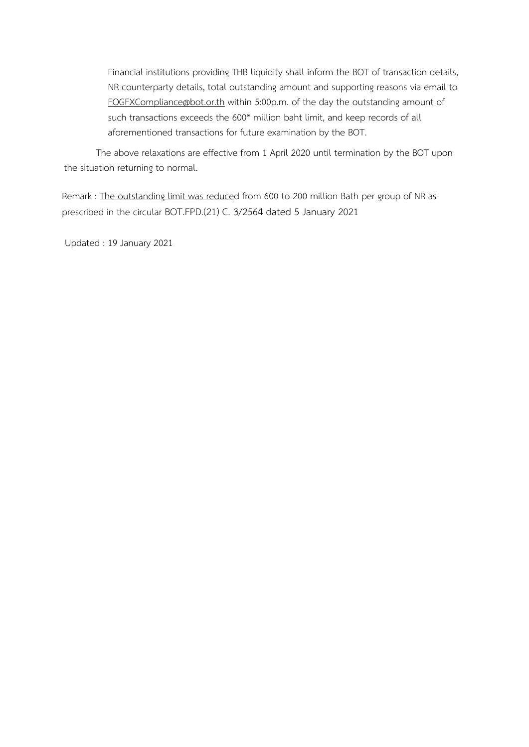Financial institutions providing THB liquidity shall inform the BOT of transaction details, NR counterparty details, total outstanding amount and supporting reasons via email to FOGFXCompliance@bot.or.th within 5:00p.m. of the day the outstanding amount of such transactions exceeds the 600* million baht limit, and keep records of all aforementioned transactions for future examination by the BOT.

The above relaxations are effective from 1 April 2020 until termination by the BOT upon the situation returning to normal.

Remark : The outstanding limit was reduced from 600 to 200 million Bath per group of NR as prescribed in the circular BOT.FPD.(21) C. 3/2564 dated 5 January 2021

Updated : 19 January 2021